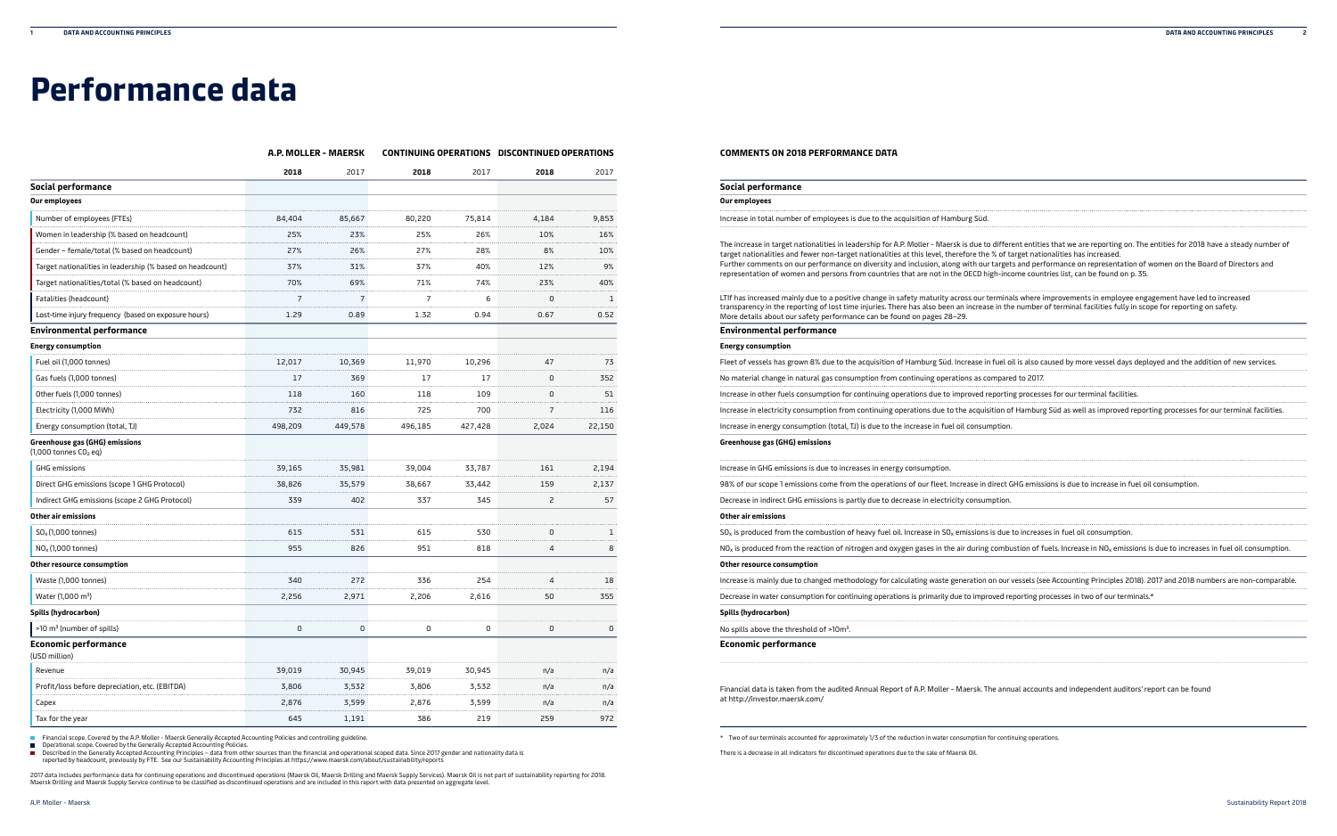# Performance data

| | A.P. MOLLER - MAERSK | | CONTINUING OPERATIONS | | DISCONTINUED OPERATIONS | |
|---|---|---|---|---|---|---|
| | **2018** | 2017 | **2018** | 2017 | **2018** | 2017 |
| **Social performance** | | | | | | |
| **Our employees** | | | | | | |
| Number of employees (FTEs) | 84,404 | 85,667 | 80,220 | 75,814 | 4,184 | 9,853 |
| Women in leadership (% based on headcount) | 25% | 23% | 25% | 26% | 10% | 16% |
| Gender – female/total (% based on headcount) | 27% | 26% | 27% | 28% | 8% | 10% |
| Target nationalities in leadership (% based on headcount) | 37% | 31% | 37% | 40% | 12% | 9% |
| Target nationalities/total (% based on headcount) | 70% | 69% | 71% | 74% | 23% | 40% |
| Fatalities (headcount) | 7 | 7 | 7 | 6 | 0 | 1 |
| Lost-time injury frequency (based on exposure hours) | 1.29 | 0.89 | 1.32 | 0.94 | 0.67 | 0.52 |
| **Environmental performance** | | | | | | |
| **Energy consumption** | | | | | | |
| Fuel oil (1,000 tonnes) | 12,017 | 10,369 | 11,970 | 10,296 | 47 | 73 |
| Gas fuels (1,000 tonnes) | 17 | 369 | 17 | 17 | 0 | 352 |
| Other fuels (1,000 tonnes) | 118 | 160 | 118 | 109 | 0 | 51 |
| Electricity (1,000 MWh) | 732 | 816 | 725 | 700 | 7 | 116 |
| Energy consumption (total, TJ) | 498,209 | 449,578 | 496,185 | 427,428 | 2,024 | 22,150 |
| **Greenhouse gas (GHG) emissions** (1,000 tonnes $CO_2$ eq) | | | | | | |
| GHG emissions | 39,165 | 35,981 | 39,004 | 33,787 | 161 | 2,194 |
| Direct GHG emissions (scope 1 GHG Protocol) | 38,826 | 35,579 | 38,667 | 33,442 | 159 | 2,137 |
| Indirect GHG emissions (scope 2 GHG Protocol) | 339 | 402 | 337 | 345 | 2 | 57 |
| **Other air emissions** | | | | | | |
| $SO_x$ (1,000 tonnes) | 615 | 531 | 615 | 530 | 0 | 1 |
| $NO_x$ (1,000 tonnes) | 955 | 826 | 951 | 818 | 4 | 8 |
| **Other resource consumption** | | | | | | |
| Waste (1,000 tonnes) | 340 | 272 | 336 | 254 | 4 | 18 |
| Water (1,000 $m^3$) | 2,256 | 2,971 | 2,206 | 2,616 | 50 | 355 |
| **Spills (hydrocarbon)** | | | | | | |
| >10 $m^3$ (number of spills) | 0 | 0 | 0 | 0 | 0 | 0 |
| **Economic performance** (USD million) | | | | | | |
| Revenue | 39,019 | 30,945 | 39,019 | 30,945 | n/a | n/a |
| Profit/loss before depreciation, etc. (EBITDA) | 3,806 | 3,532 | 3,806 | 3,532 | n/a | n/a |
| Capex | 2,876 | 3,599 | 2,876 | 3,599 | n/a | n/a |
| Tax for the year | 645 | 1,191 | 386 | 219 | 259 | 972 |

- Financial scope. Covered by the A.P. Moller - Maersk Generally Accepted Accounting Policies and controlling guideline.
- Operational scope. Covered by the Generally Accepted Accounting Policies.
- Described in the Generally Accepted Accounting Principles – data from other sources than the financial and operational scoped data. Since 2017 gender and nationality data is reported by headcount, previously by FTE. See our Sustainability Accounting Principles at https://www.maersk.com/about/sustainability/reports

2017 data includes performance data for continuing operations and discontinued operations (Maersk Oil, Maersk Drilling and Maersk Supply Services). Maersk Oil is not part of sustainability reporting for 2018. Maersk Drilling and Maersk Supply Service continue to be classified as discontinued operations and are included in this report with data presented on aggregate level.

## COMMENTS ON 2018 PERFORMANCE DATA

### Social performance

**Our employees**

Increase in total number of employees is due to the acquisition of Hamburg Süd.

The increase in target nationalities in leadership for A.P. Moller - Maersk is due to different entities that we are reporting on. The entities for 2018 have a steady number of target nationalities and fewer non-target nationalities at this level, therefore the % of target nationalities has increased.
Further comments on our performance on diversity and inclusion, along with our targets and performance on representation of women on the Board of Directors and representation of women and persons from countries that are not in the OECD high-income countries list, can be found on p. 35.

LTIf has increased mainly due to a positive change in safety maturity across our terminals where improvements in employee engagement have led to increased transparency in the reporting of lost time injuries. There has also been an increase in the number of terminal facilities fully in scope for reporting on safety.
More details about our safety performance can be found on pages 28–29.

### Environmental performance

**Energy consumption**

Fleet of vessels has grown 8% due to the acquisition of Hamburg Süd. Increase in fuel oil is also caused by more vessel days deployed and the addition of new services.

No material change in natural gas consumption from continuing operations as compared to 2017.

Increase in other fuels consumption for continuing operations due to improved reporting processes for our terminal facilities.

Increase in electricity consumption from continuing operations due to the acquisition of Hamburg Süd as well as improved reporting processes for our terminal facilities.

Increase in energy consumption (total, TJ) is due to the increase in fuel oil consumption.

**Greenhouse gas (GHG) emissions**

Increase in GHG emissions is due to increases in energy consumption.

98% of our scope 1 emissions come from the operations of our fleet. Increase in direct GHG emissions is due to increase in fuel oil consumption.

Decrease in indirect GHG emissions is partly due to decrease in electricity consumption.

**Other air emissions**

$SO_x$ is produced from the combustion of heavy fuel oil. Increase in $SO_x$ emissions is due to increases in fuel oil consumption.

$NO_x$ is produced from the reaction of nitrogen and oxygen gases in the air during combustion of fuels. Increase in $NO_x$ emissions is due to increases in fuel oil consumption.

**Other resource consumption**

Increase is mainly due to changed methodology for calculating waste generation on our vessels (see Accounting Principles 2018). 2017 and 2018 numbers are non-comparable.

Decrease in water consumption for continuing operations is primarily due to improved reporting processes in two of our terminals.*

**Spills (hydrocarbon)**

No spills above the threshold of >10$m^3$.

### Economic performance

Financial data is taken from the audited Annual Report of A.P. Moller - Maersk. The annual accounts and independent auditors' report can be found at http://investor.maersk.com/

\* Two of our terminals accounted for approximately 1/3 of the reduction in water consumption for continuing operations.

There is a decrease in all indicators for discontinued operations due to the sale of Maersk Oil.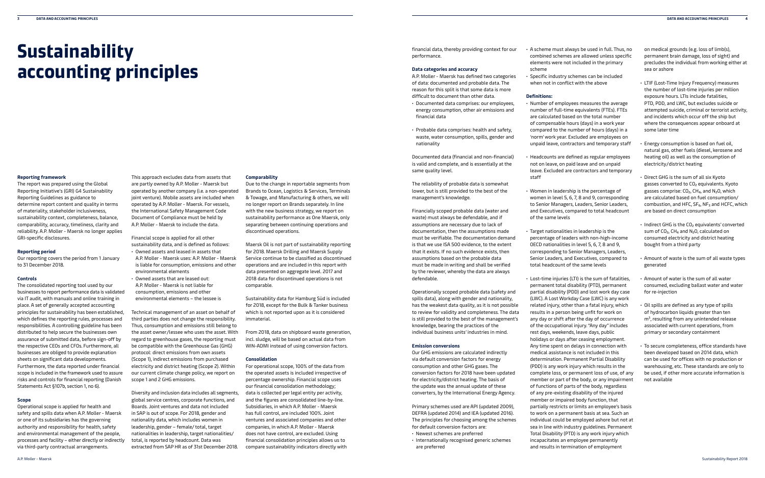# Sustainability accounting principles

#### Reporting framework

The report was prepared using the Global Reporting Initiative's (GRI) G4 Sustainability Reporting Guidelines as guidance to determine report content and quality in terms of materiality, stakeholder inclusiveness, sustainability context, completeness, balance, comparability, accuracy, timeliness, clarity and reliability. A.P. Moller - Maersk no longer applies GRI-specific disclosures.

#### Reporting period

Our reporting covers the period from 1 January to 31 December 2018.

#### Controls

The consolidated reporting tool used by our businesses to report performance data is validated via IT audit, with manuals and online training in place. A set of generally accepted accounting principles for sustainability has been established, which defines the reporting rules, processes and responsibilities. A controlling guideline has been distributed to help secure the businesses own assurance of submitted data, before sign-off by the respective CEOs and CFOs. Furthermore, all businesses are obliged to provide explanation sheets on significant data developments. Furthermore, the data reported under financial scope is included in the framework used to assure risks and controls for financial reporting (Danish Statements Act §107b, section 1, no 6).

#### Scope

Operational scope is applied for health and safety and spills data when A.P. Moller - Maersk or one of its subsidiaries has the governing authority and responsibility for health, safety and environmental management of the people, processes and facility – either directly or indirectly via third-party contractual arrangements.

This approach excludes data from assets that are partly owned by A.P. Moller - Maersk but operated by another company (i.e. a non-operated joint venture). Mobile assets are included when operated by A.P. Moller - Maersk. For vessels, the International Safety Management Code Document of Compliance must be held by A.P. Moller - Maersk to include the data.

Financial scope is applied for all other sustainability data, and is defined as follows:

- Owned assets and leased in assets that A.P. Moller - Maersk uses: A.P. Moller - Maersk is liable for consumption, emissions and other environmental elements
- Owned assets that are leased out: A.P. Moller - Maersk is not liable for consumption, emissions and other environmental elements – the lessee is

Technical management of an asset on behalf of third parties does not change the responsibility. Thus, consumption and emissions still belong to the asset owner/lessee who uses the asset. With regard to greenhouse gases, the reporting must be compatible with the Greenhouse Gas (GHG) protocol: direct emissions from own assets (Scope 1), indirect emissions from purchased electricity and district heating (Scope 2). Within our current climate change policy, we report on scope 1 and 2 GHG emissions.

Diversity and inclusion data includes all segments, global service centres, corporate functions, and Boards. Joint ventures and data not included in SAP is out of scope. For 2018, gender and nationality data, which includes women in leadership, gender – female/ total, target nationalities in leadership, target nationalities/ total, is reported by headcount. Data was extracted from SAP HR as of 31st December 2018.

#### Comparability

Due to the change in reportable segments from Brands to Ocean, Logistics & Services, Terminals & Towage, and Manufacturing & others, we will no longer report on Brands separately. In line with the new business strategy, we report on sustainability performance as One Maersk, only separating between continuing operations and discontinued operations.

Maersk Oil is not part of sustainability reporting for 2018. Maersk Drilling and Maersk Supply Service continue to be classified as discontinued operations and are included in this report with data presented on aggregate level. 2017 and 2018 data for discontinued operations is not comparable.

Sustainability data for Hamburg Süd is included for 2018, except for the Bulk & Tanker business which is not reported upon as it is considered immaterial.

From 2018, data on shipboard waste generation, incl. sludge, will be based on actual data from WIN-ADMI instead of using conversion factors.

#### Consolidation

For operational scope, 100% of the data from the operated assets is included irrespective of percentage ownership. Financial scope uses our financial consolidation methodology; data is collected per legal entity per activity, and the figures are consolidated line-by-line. Subsidiaries, in which A.P. Moller - Maersk has full control, are included 100%. Joint ventures and associated companies and other companies, in which A.P. Moller - Maersk does not have control, are excluded. Using financial consolidation principles allows us to compare sustainability indicators directly with financial data, thereby providing context for our performance.

#### Data categories and accuracy

A.P. Moller - Maersk has defined two categories of data: documented and probable data. The reason for this split is that some data is more difficult to document than other data.

- Documented data comprises: our employees, energy consumption, other air emissions and financial data
- Probable data comprises: health and safety, waste, water consumption, spills, gender and nationality

Documented data (financial and non-financial) is valid and complete, and is essentially at the same quality level.

The reliability of probable data is somewhat lower, but is still provided to the best of the management's knowledge.

Financially scoped probable data (water and waste) must always be defendable, and if assumptions are necessary due to lack of documentation, then the assumptions made must be verifiable. The documentation demand is that we use ISA 500 evidence, to the extent that it exists. If no such evidence exists, then assumptions based on the probable data must be made in writing and shall be verified by the reviewer, whereby the data is always defendable.

Operationally scoped probable data (safety and spills data), along with gender and nationality, has the weakest data quality, as it is not possible to review for validity and completeness. The data is still provided to the best of the management's knowledge, bearing the practices of the individual business units' industries in mind.

#### Emission conversions

Our GHG emissions are calculated indirectly via default conversion factors for energy consumption and other GHG gases. The conversion factors for 2018 have been updated for electricity/district heating. The basis of the update was the annual update of these converters, by the International Energy Agency.

Primary schemes used are API (updated 2009), DEFRA (updated 2014) and IEA (updated 2016). The principles for choosing among the schemes for default conversion factors are:

- Newest schemes are preferred
- Internationally recognised generic schemes are preferred
- A scheme must always be used in full. Thus, no combined schemes are allowed unless specific elements were not included in the primary scheme
- Specific industry schemes can be included when not in conflict with the above

#### Definitions:

- Number of employees measures the average number of full-time equivalents (FTEs). FTEs are calculated based on the total number of compensable hours (days) in a work year compared to the number of hours (days) in a 'norm' work year. Excluded are employees on unpaid leave, contractors and temporary staff
- Headcounts are defined as regular employees not on leave, on paid leave and on unpaid leave. Excluded are contractors and temporary staff
- Women in leadership is the percentage of women in level 5, 6, 7, 8 and 9, corresponding to Senior Managers, Leaders, Senior Leaders, and Executives, compared to total headcount of the same levels
- Target nationalities in leadership is the percentage of leaders with non-high-income OECD nationalities in level 5, 6, 7, 8 and 9, corresponding to Senior Managers, Leaders, Senior Leaders, and Executives, compared to total headcount of the same levels
- Lost-time injuries (LTI) is the sum of fatalities, permanent total disability (PTD), permanent partial disability (PDD) and lost work day case (LWC). A Lost Workday Case (LWC) is any work related injury, other than a fatal injury, which results in a person being unfit for work on any day or shift after the day of occurrence of the occupational injury. "Any day" includes rest days, weekends, leave days, public holidays or days after ceasing employment. Any time spent on delays in connection with medical assistance is not included in this determination. Permanent Partial Disability (PDD) is any work injury which results in the complete loss, or permanent loss of use, of any member or part of the body, or any impairment of functions of parts of the body, regardless of any pre-existing disability of the injured member or impaired body function, that partially restricts or limits an employee's basis to work on a permanent basis at sea. Such an individual could be employed ashore but not at sea in line with industry guidelines. Permanent Total Disability (PTD) is any work injury which incapacitates an employee permanently and results in termination of employment on medical grounds (e.g. loss of limb(s), permanent brain damage, loss of sight) and precludes the individual from working either at sea or ashore
- LTIF (Lost-Time Injury Frequency) measures the number of lost-time injuries per million exposure hours. LTIs include fatalities, PTD, PDD, and LWC, but excludes suicide or attempted suicide, criminal or terrorist activity, and incidents which occur off the ship but where the consequences appear onboard at some later time
- Energy consumption is based on fuel oil, natural gas, other fuels (diesel, kerosene and heating oil) as well as the consumption of electricity/district heating
- Direct GHG is the sum of all six Kyoto gasses converted to $CO_2$ equivalents. Kyoto gasses comprise: $CO_2$, $CH_4$, and $N_2O$, which are calculated based on fuel consumption/combustion, and HFC, $SF_6$, $NF_3$ and HCFC, which are based on direct consumption
- Indirect GHG is the $CO_2$ equivalents' converted sum of $CO_2$, $CH_4$ and $N_2O$, calculated on consumed electricity and district heating bought from a third party
- Amount of waste is the sum of all waste types generated
- Amount of water is the sum of all water consumed, excluding ballast water and water for re-injection
- Oil spills are defined as any type of spills of hydrocarbon liquids greater than ten $m^3$, resulting from any unintended release associated with current operations, from primary or secondary containment
- To secure completeness, office standards have been developed based on 2014 data, which can be used for offices with no production or warehousing, etc. These standards are only to be used, if other more accurate information is not available